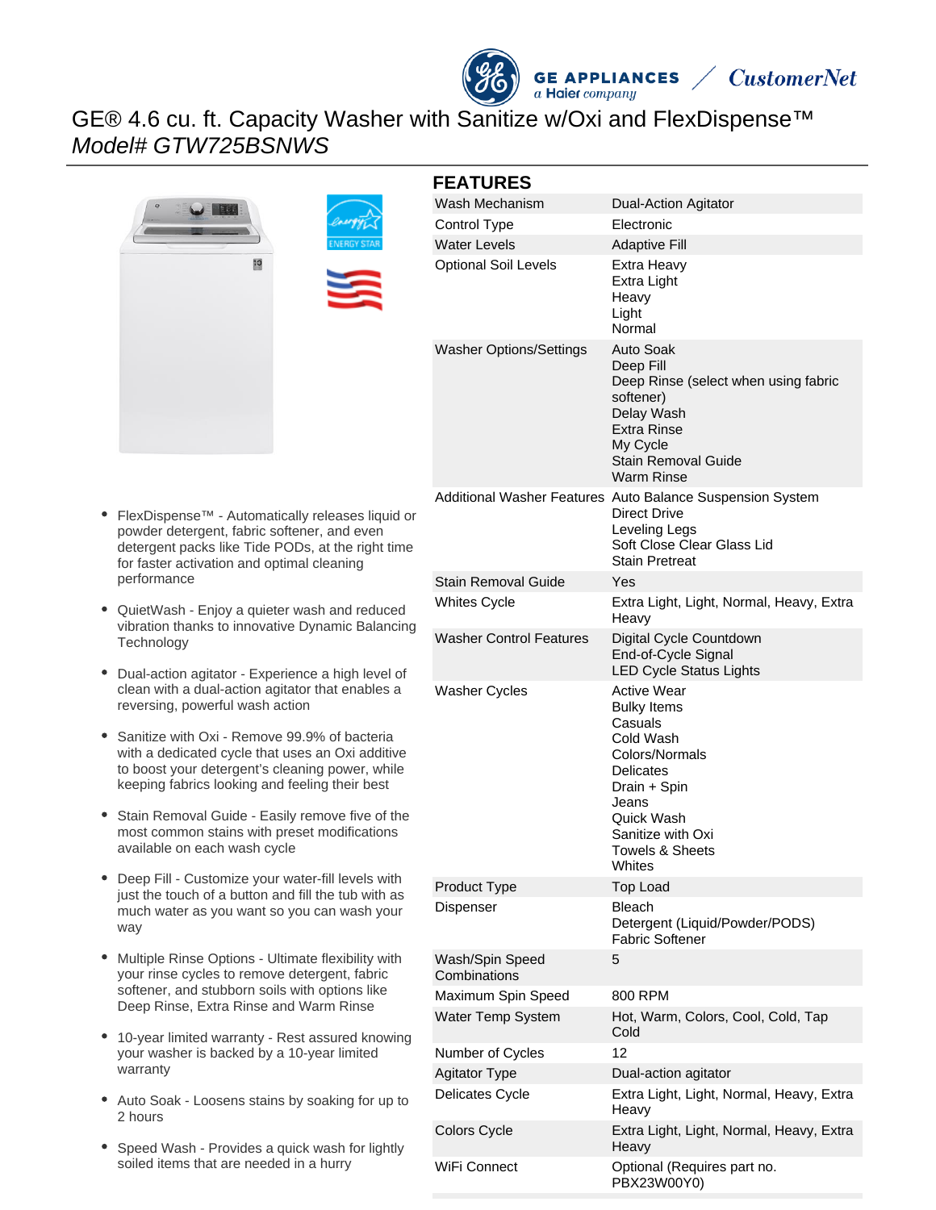# GE® 4.6 cu. ft. Capacity Washer with Sanitize w/Oxi and FlexDispense™

*Model# GTW725BSNWS*

- FlexDispense™ - Automatically releases liquid or powder detergent, fabric softener, and even detergent packs like Tide PODs, at the right time for faster activation and optimal cleaning performance
- QuietWash - Enjoy a quieter wash and reduced vibration thanks to innovative Dynamic Balancing Technology
- Dual-action agitator - Experience a high level of clean with a dual-action agitator that enables a reversing, powerful wash action
- Sanitize with Oxi - Remove 99.9% of bacteria with a dedicated cycle that uses an Oxi additive to boost your detergent's cleaning power, while keeping fabrics looking and feeling their best
- Stain Removal Guide - Easily remove five of the most common stains with preset modifications available on each wash cycle
- Deep Fill - Customize your water-fill levels with just the touch of a button and fill the tub with as much water as you want so you can wash your way
- Multiple Rinse Options - Ultimate flexibility with your rinse cycles to remove detergent, fabric softener, and stubborn soils with options like Deep Rinse, Extra Rinse and Warm Rinse
- 10-year limited warranty - Rest assured knowing your washer is backed by a 10-year limited warranty
- Auto Soak - Loosens stains by soaking for up to 2 hours
- Speed Wash - Provides a quick wash for lightly soiled items that are needed in a hurry

## FEATURES

| | |
|---|---|
| Wash Mechanism | Dual-Action Agitator |
| Control Type | Electronic |
| Water Levels | Adaptive Fill |
| Optional Soil Levels | Extra Heavy<br>Extra Light<br>Heavy<br>Light<br>Normal |
| Washer Options/Settings | Auto Soak<br>Deep Fill<br>Deep Rinse (select when using fabric softener)<br>Delay Wash<br>Extra Rinse<br>My Cycle<br>Stain Removal Guide<br>Warm Rinse |
| Additional Washer Features | Auto Balance Suspension System<br>Direct Drive<br>Leveling Legs<br>Soft Close Clear Glass Lid<br>Stain Pretreat |
| Stain Removal Guide | Yes |
| Whites Cycle | Extra Light, Light, Normal, Heavy, Extra Heavy |
| Washer Control Features | Digital Cycle Countdown<br>End-of-Cycle Signal<br>LED Cycle Status Lights |
| Washer Cycles | Active Wear<br>Bulky Items<br>Casuals<br>Cold Wash<br>Colors/Normals<br>Delicates<br>Drain + Spin<br>Jeans<br>Quick Wash<br>Sanitize with Oxi<br>Towels & Sheets<br>Whites |
| Product Type | Top Load |
| Dispenser | Bleach<br>Detergent (Liquid/Powder/PODS)<br>Fabric Softener |
| Wash/Spin Speed Combinations | 5 |
| Maximum Spin Speed | 800 RPM |
| Water Temp System | Hot, Warm, Colors, Cool, Cold, Tap Cold |
| Number of Cycles | 12 |
| Agitator Type | Dual-action agitator |
| Delicates Cycle | Extra Light, Light, Normal, Heavy, Extra Heavy |
| Colors Cycle | Extra Light, Light, Normal, Heavy, Extra Heavy |
| WiFi Connect | Optional (Requires part no. PBX23W00Y0) |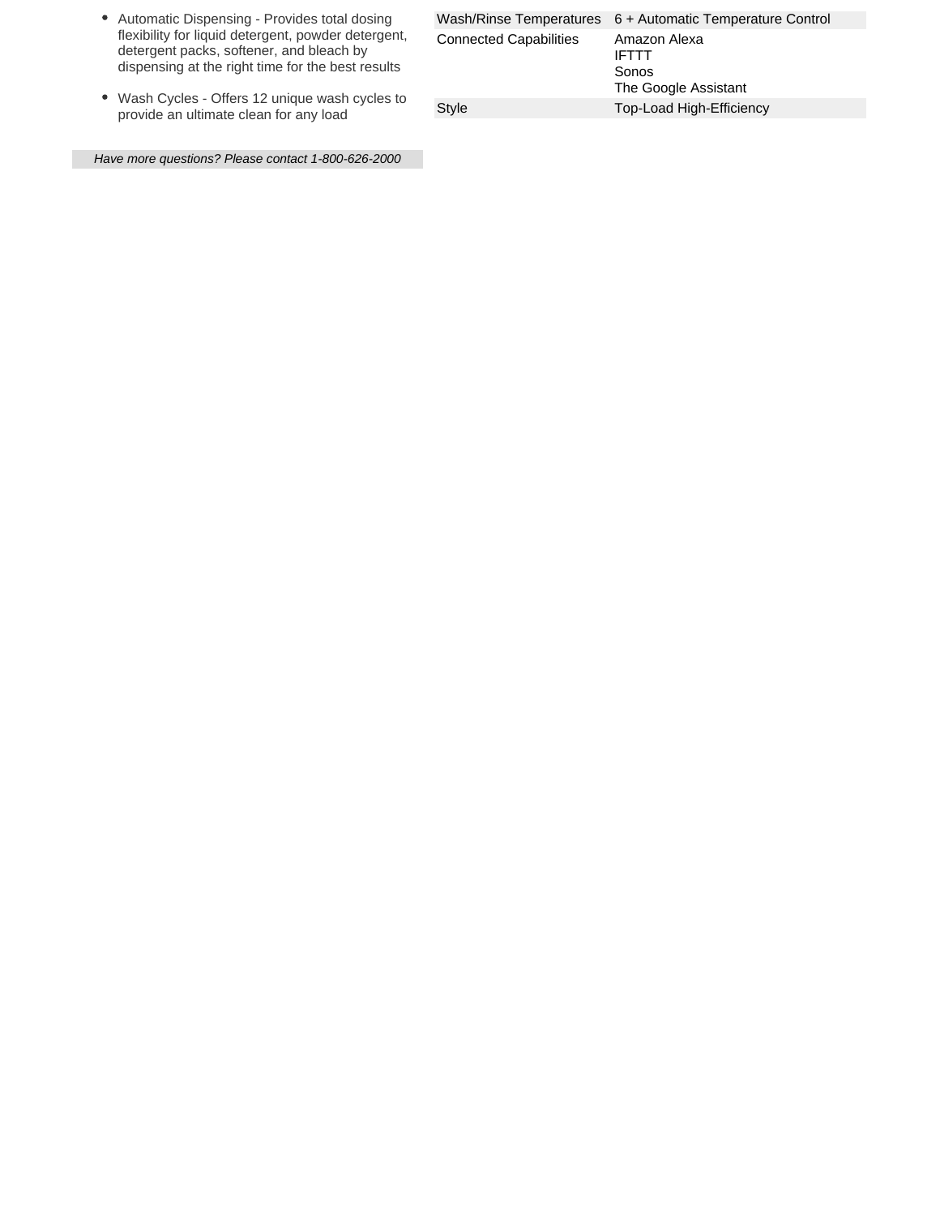- Automatic Dispensing - Provides total dosing flexibility for liquid detergent, powder detergent, detergent packs, softener, and bleach by dispensing at the right time for the best results

- Wash Cycles - Offers 12 unique wash cycles to provide an ultimate clean for any load

*Have more questions? Please contact 1-800-626-2000*

| | |
|---|---|
| Wash/Rinse Temperatures | 6 + Automatic Temperature Control |
| Connected Capabilities | Amazon Alexa<br>IFTTT<br>Sonos<br>The Google Assistant |
| Style | Top-Load High-Efficiency |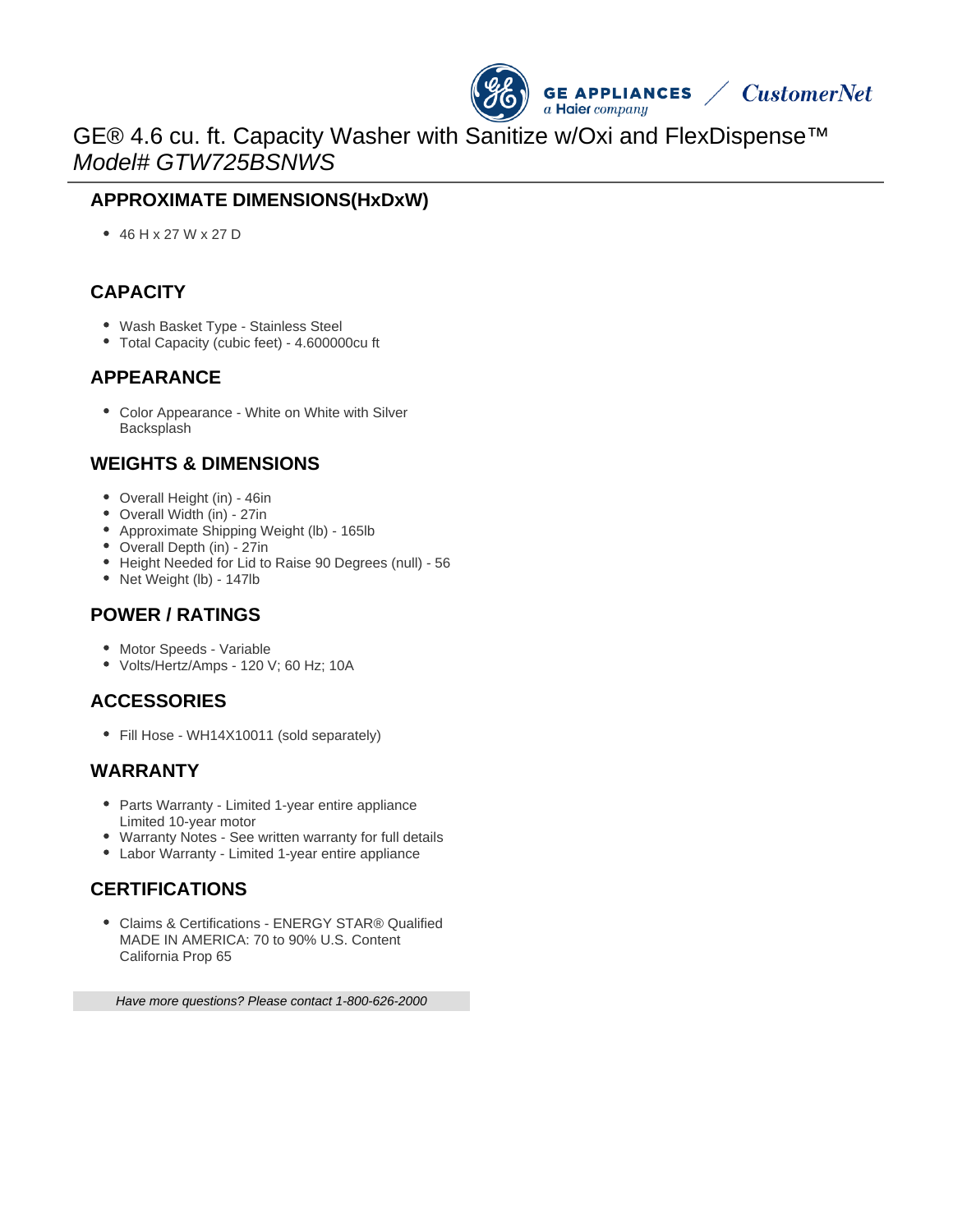# GE® 4.6 cu. ft. Capacity Washer with Sanitize w/Oxi and FlexDispense™
*Model# GTW725BSNWS*

## APPROXIMATE DIMENSIONS(HxDxW)

- 46 H x 27 W x 27 D

## CAPACITY

- Wash Basket Type - Stainless Steel
- Total Capacity (cubic feet) - 4.600000cu ft

## APPEARANCE

- Color Appearance - White on White with Silver Backsplash

## WEIGHTS & DIMENSIONS

- Overall Height (in) - 46in
- Overall Width (in) - 27in
- Approximate Shipping Weight (lb) - 165lb
- Overall Depth (in) - 27in
- Height Needed for Lid to Raise 90 Degrees (null) - 56
- Net Weight (lb) - 147lb

## POWER / RATINGS

- Motor Speeds - Variable
- Volts/Hertz/Amps - 120 V; 60 Hz; 10A

## ACCESSORIES

- Fill Hose - WH14X10011 (sold separately)

## WARRANTY

- Parts Warranty - Limited 1-year entire appliance
  Limited 10-year motor
- Warranty Notes - See written warranty for full details
- Labor Warranty - Limited 1-year entire appliance

## CERTIFICATIONS

- Claims & Certifications - ENERGY STAR® Qualified
  MADE IN AMERICA: 70 to 90% U.S. Content
  California Prop 65

*Have more questions? Please contact 1-800-626-2000*